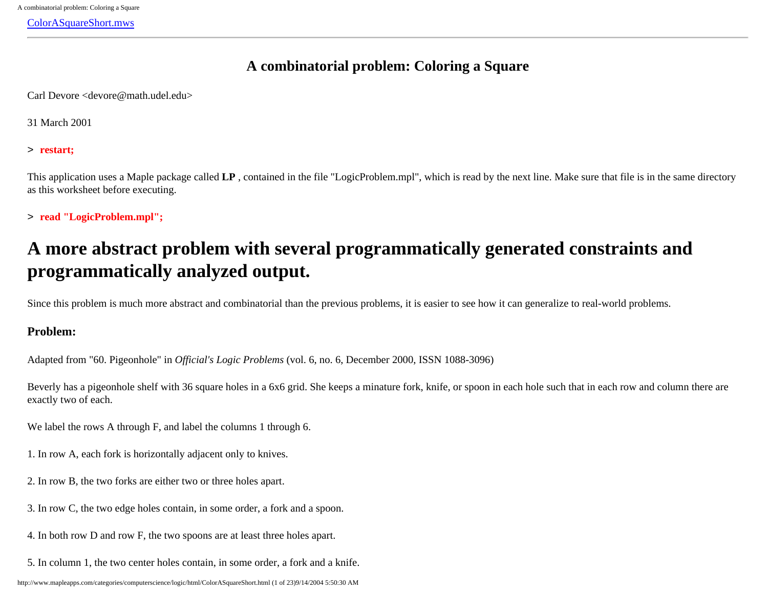[ColorASquareShort.mws](ColorASquareShort.mws)

---

### A combinatorial problem: Coloring a Square

Carl Devore <devore@math.udel.edu>

31 March 2001

```
> restart;
```

This application uses a Maple package called **LP** , contained in the file "LogicProblem.mpl", which is read by the next line. Make sure that file is in the same directory as this worksheet before executing.

```
> read "LogicProblem.mpl";
```

# A more abstract problem with several programmatically generated constraints and programmatically analyzed output.

Since this problem is much more abstract and combinatorial than the previous problems, it is easier to see how it can generalize to real-world problems.

### Problem:

Adapted from "60. Pigeonhole" in *Official's Logic Problems* (vol. 6, no. 6, December 2000, ISSN 1088-3096)

Beverly has a pigeonhole shelf with 36 square holes in a 6x6 grid. She keeps a minature fork, knife, or spoon in each hole such that in each row and column there are exactly two of each.

We label the rows A through F, and label the columns 1 through 6.

1. In row A, each fork is horizontally adjacent only to knives.

2. In row B, the two forks are either two or three holes apart.

3. In row C, the two edge holes contain, in some order, a fork and a spoon.

4. In both row D and row F, the two spoons are at least three holes apart.

5. In column 1, the two center holes contain, in some order, a fork and a knife.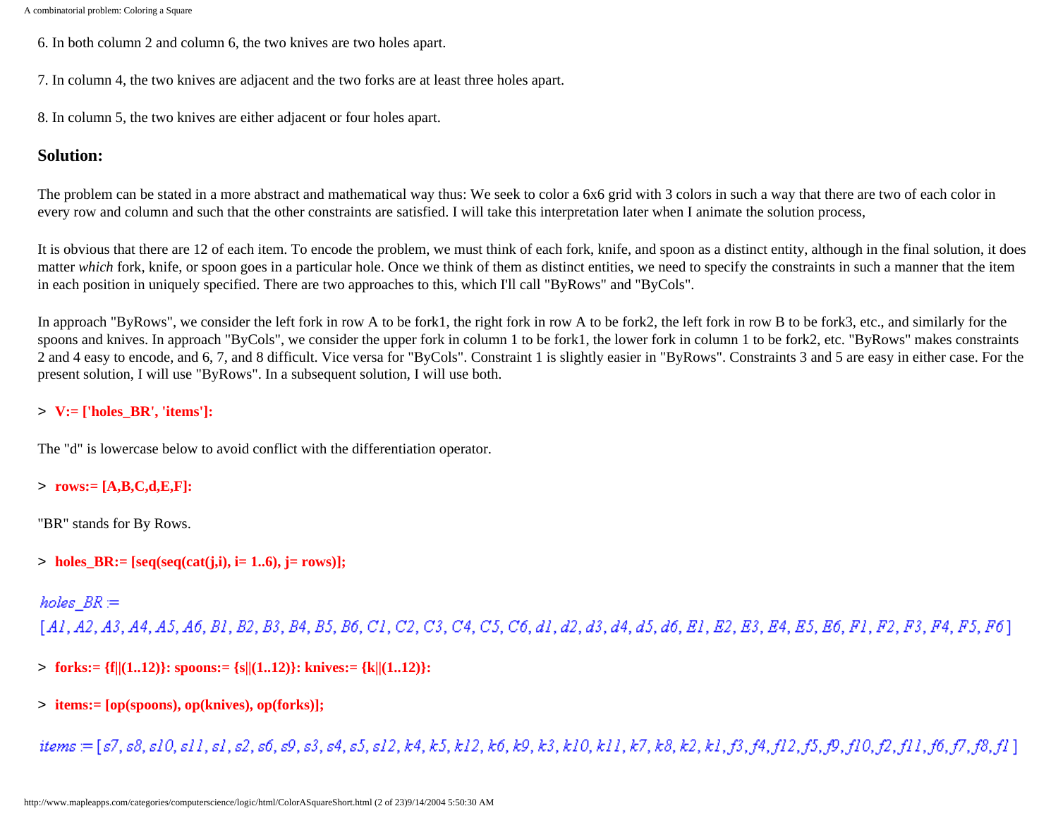6. In both column 2 and column 6, the two knives are two holes apart.

7. In column 4, the two knives are adjacent and the two forks are at least three holes apart.

8. In column 5, the two knives are either adjacent or four holes apart.

## Solution:

The problem can be stated in a more abstract and mathematical way thus: We seek to color a 6x6 grid with 3 colors in such a way that there are two of each color in every row and column and such that the other constraints are satisfied. I will take this interpretation later when I animate the solution process,

It is obvious that there are 12 of each item. To encode the problem, we must think of each fork, knife, and spoon as a distinct entity, although in the final solution, it does matter *which* fork, knife, or spoon goes in a particular hole. Once we think of them as distinct entities, we need to specify the constraints in such a manner that the item in each position in uniquely specified. There are two approaches to this, which I'll call "ByRows" and "ByCols".

In approach "ByRows", we consider the left fork in row A to be fork1, the right fork in row A to be fork2, the left fork in row B to be fork3, etc., and similarly for the spoons and knives. In approach "ByCols", we consider the upper fork in column 1 to be fork1, the lower fork in column 1 to be fork2, etc. "ByRows" makes constraints 2 and 4 easy to encode, and 6, 7, and 8 difficult. Vice versa for "ByCols". Constraint 1 is slightly easier in "ByRows". Constraints 3 and 5 are easy in either case. For the present solution, I will use "ByRows". In a subsequent solution, I will use both.

```
> V:= ['holes_BR', 'items']:
```

The "d" is lowercase below to avoid conflict with the differentiation operator.

```
> rows:= [A,B,C,d,E,F]:
```

"BR" stands for By Rows.

```
> holes_BR:= [seq(seq(cat(j,i), i= 1..6), j= rows)];
```

```
holes_BR :=
[A1, A2, A3, A4, A5, A6, B1, B2, B3, B4, B5, B6, C1, C2, C3, C4, C5, C6, d1, d2, d3, d4, d5, d6, E1, E2, E3, E4, E5, E6, F1, F2, F3, F4, F5, F6]
```

```
> forks:= {f||(1..12)}: spoons:= {s||(1..12)}: knives:= {k||(1..12)}:
```

```
> items:= [op(spoons), op(knives), op(forks)];
```

```
items := [s7, s8, s10, s11, s1, s2, s6, s9, s3, s4, s5, s12, k4, k5, k12, k6, k9, k3, k10, k11, k7, k8, k2, k1, f3, f4, f12, f5, f9, f10, f2, f11, f6, f7, f8, f1]
```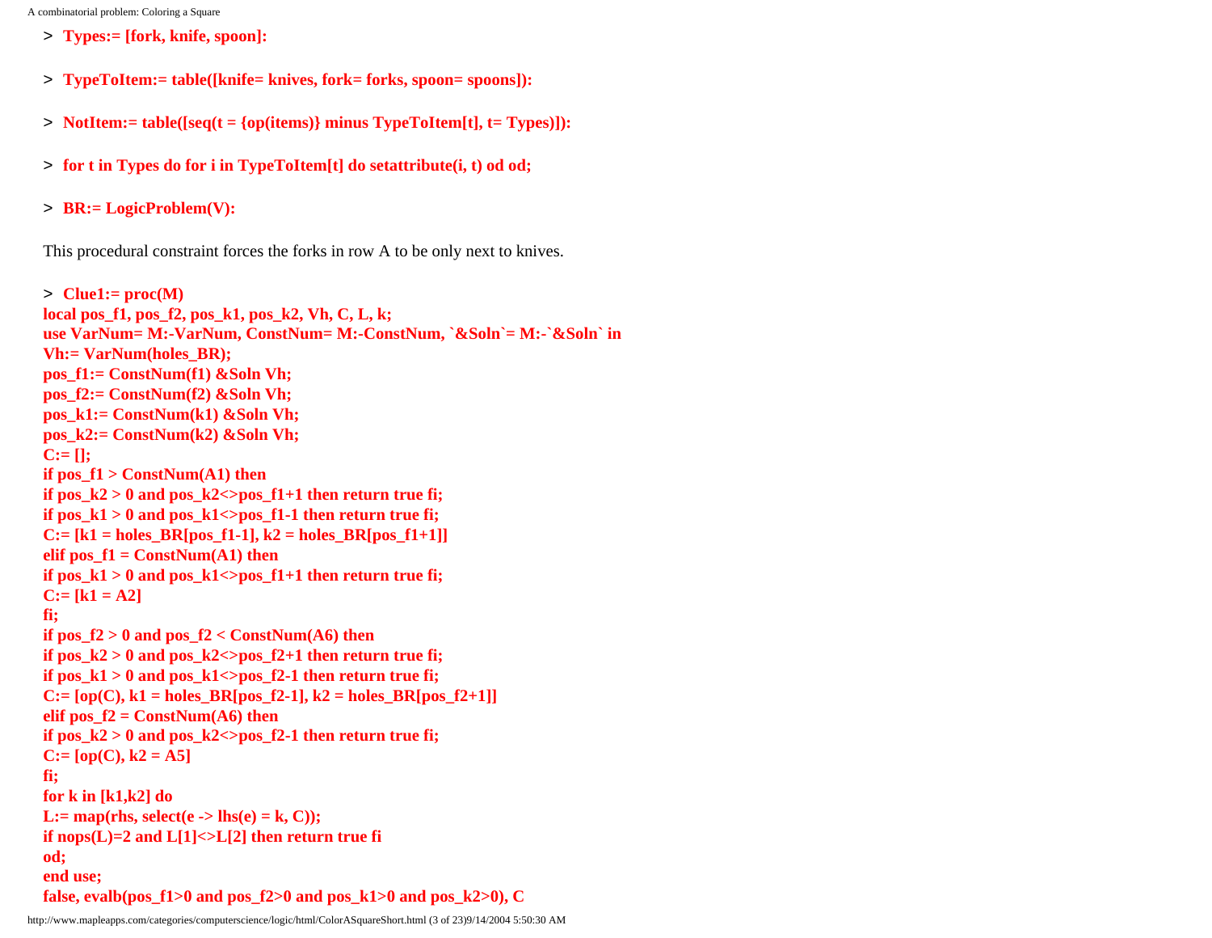```
> Types:= [fork, knife, spoon]:
```

```
> TypeToItem:= table([knife= knives, fork= forks, spoon= spoons]):
```

```
> NotItem:= table([seq(t = {op(items)} minus TypeToItem[t], t= Types)]):
```

```
> for t in Types do for i in TypeToItem[t] do setattribute(i, t) od od;
```

```
> BR:= LogicProblem(V):
```

This procedural constraint forces the forks in row A to be only next to knives.

```
> Clue1:= proc(M)
local pos_f1, pos_f2, pos_k1, pos_k2, Vh, C, L, k;
use VarNum= M:-VarNum, ConstNum= M:-ConstNum, `&Soln`= M:-`&Soln` in
Vh:= VarNum(holes_BR);
pos_f1:= ConstNum(f1) &Soln Vh;
pos_f2:= ConstNum(f2) &Soln Vh;
pos_k1:= ConstNum(k1) &Soln Vh;
pos_k2:= ConstNum(k2) &Soln Vh;
C:= [];
if pos_f1 > ConstNum(A1) then
if pos_k2 > 0 and pos_k2<>pos_f1+1 then return true fi;
if pos_k1 > 0 and pos_k1<>pos_f1-1 then return true fi;
C:= [k1 = holes_BR[pos_f1-1], k2 = holes_BR[pos_f1+1]]
elif pos_f1 = ConstNum(A1) then
if pos_k1 > 0 and pos_k1<>pos_f1+1 then return true fi;
C:= [k1 = A2]
fi;
if pos_f2 > 0 and pos_f2 < ConstNum(A6) then
if pos_k2 > 0 and pos_k2<>pos_f2+1 then return true fi;
if pos_k1 > 0 and pos_k1<>pos_f2-1 then return true fi;
C:= [op(C), k1 = holes_BR[pos_f2-1], k2 = holes_BR[pos_f2+1]]
elif pos_f2 = ConstNum(A6) then
if pos_k2 > 0 and pos_k2<>pos_f2-1 then return true fi;
C:= [op(C), k2 = A5]
fi;
for k in [k1,k2] do
L:= map(rhs, select(e -> lhs(e) = k, C));
if nops(L)=2 and L[1]<>L[2] then return true fi
od;
end use;
false, evalb(pos_f1>0 and pos_f2>0 and pos_k1>0 and pos_k2>0), C
```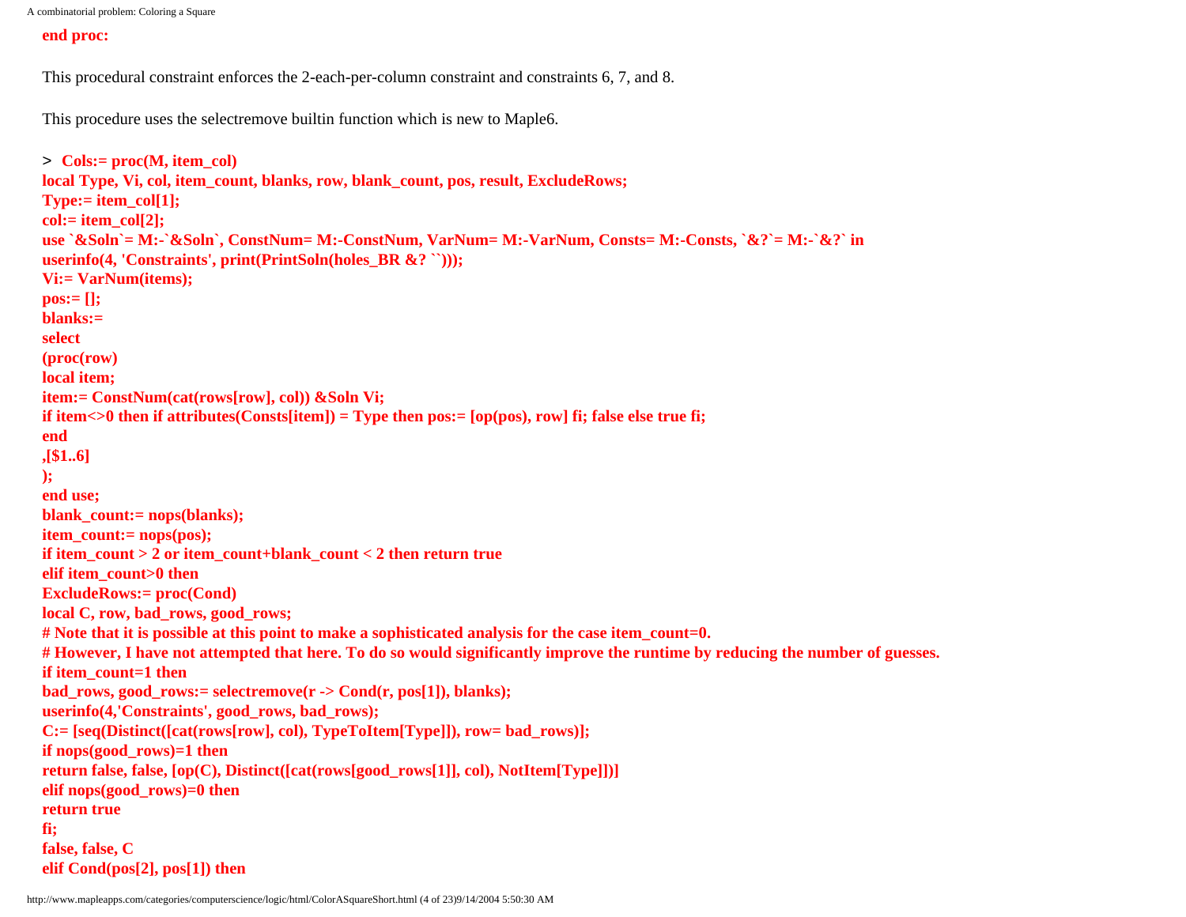```
end proc:
```

This procedural constraint enforces the 2-each-per-column constraint and constraints 6, 7, and 8.

This procedure uses the selectremove builtin function which is new to Maple6.

```
> Cols:= proc(M, item_col)
local Type, Vi, col, item_count, blanks, row, blank_count, pos, result, ExcludeRows;
Type:= item_col[1];
col:= item_col[2];
use `&Soln`= M:-`&Soln`, ConstNum= M:-ConstNum, VarNum= M:-VarNum, Consts= M:-Consts, `&?`= M:-`&?` in
userinfo(4, 'Constraints', print(PrintSoln(holes_BR &? ``)));
Vi:= VarNum(items);
pos:= [];
blanks:=
select
(proc(row)
local item;
item:= ConstNum(cat(rows[row], col)) &Soln Vi;
if item<>0 then if attributes(Consts[item]) = Type then pos:= [op(pos), row] fi; false else true fi;
end
,[$1..6]
);
end use;
blank_count:= nops(blanks);
item_count:= nops(pos);
if item_count > 2 or item_count+blank_count < 2 then return true
elif item_count>0 then
ExcludeRows:= proc(Cond)
local C, row, bad_rows, good_rows;
# Note that it is possible at this point to make a sophisticated analysis for the case item_count=0.
# However, I have not attempted that here. To do so would significantly improve the runtime by reducing the number of guesses.
if item_count=1 then
bad_rows, good_rows:= selectremove(r -> Cond(r, pos[1]), blanks);
userinfo(4,'Constraints', good_rows, bad_rows);
C:= [seq(Distinct([cat(rows[row], col), TypeToItem[Type]]), row= bad_rows)];
if nops(good_rows)=1 then
return false, false, [op(C), Distinct([cat(rows[good_rows[1]], col), NotItem[Type]])]
elif nops(good_rows)=0 then
return true
fi;
false, false, C
elif Cond(pos[2], pos[1]) then
```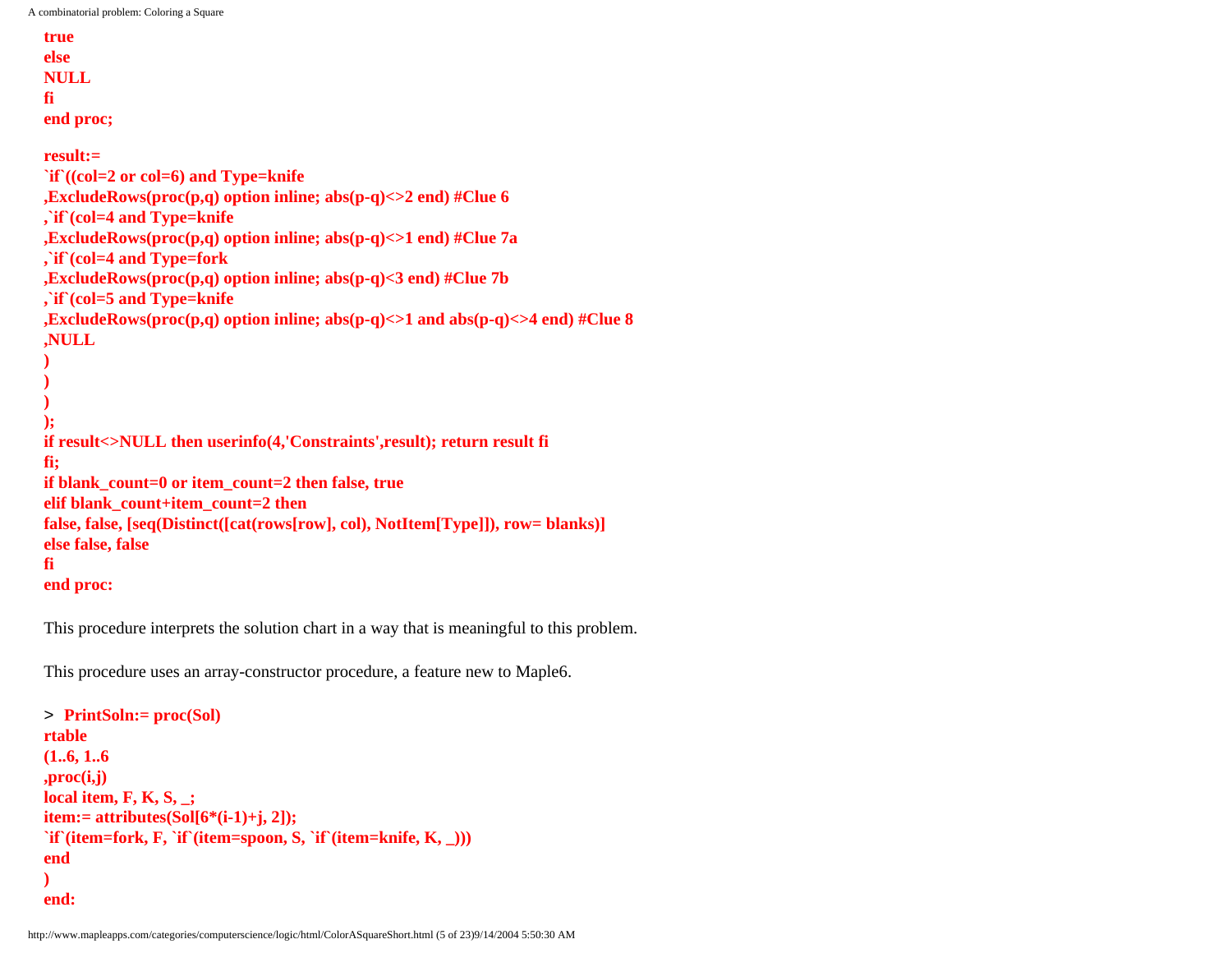```
true
else
NULL
fi
end proc;

result:=
`if`((col=2 or col=6) and Type=knife
,ExcludeRows(proc(p,q) option inline; abs(p-q)<>2 end) #Clue 6
,`if`(col=4 and Type=knife
,ExcludeRows(proc(p,q) option inline; abs(p-q)<>1 end) #Clue 7a
,`if`(col=4 and Type=fork
,ExcludeRows(proc(p,q) option inline; abs(p-q)<3 end) #Clue 7b
,`if`(col=5 and Type=knife
,ExcludeRows(proc(p,q) option inline; abs(p-q)<>1 and abs(p-q)<>4 end) #Clue 8
,NULL
)
)
)
);
if result<>NULL then userinfo(4,'Constraints',result); return result fi
fi;
if blank_count=0 or item_count=2 then false, true
elif blank_count+item_count=2 then
false, false, [seq(Distinct([cat(rows[row], col), NotItem[Type]]), row= blanks)]
else false, false
fi
end proc:
```

This procedure interprets the solution chart in a way that is meaningful to this problem.

This procedure uses an array-constructor procedure, a feature new to Maple6.

```
> PrintSoln:= proc(Sol)
rtable
(1..6, 1..6
,proc(i,j)
local item, F, K, S, _;
item:= attributes(Sol[6*(i-1)+j, 2]);
`if`(item=fork, F, `if`(item=spoon, S, `if`(item=knife, K, _)))
end
)
end:
```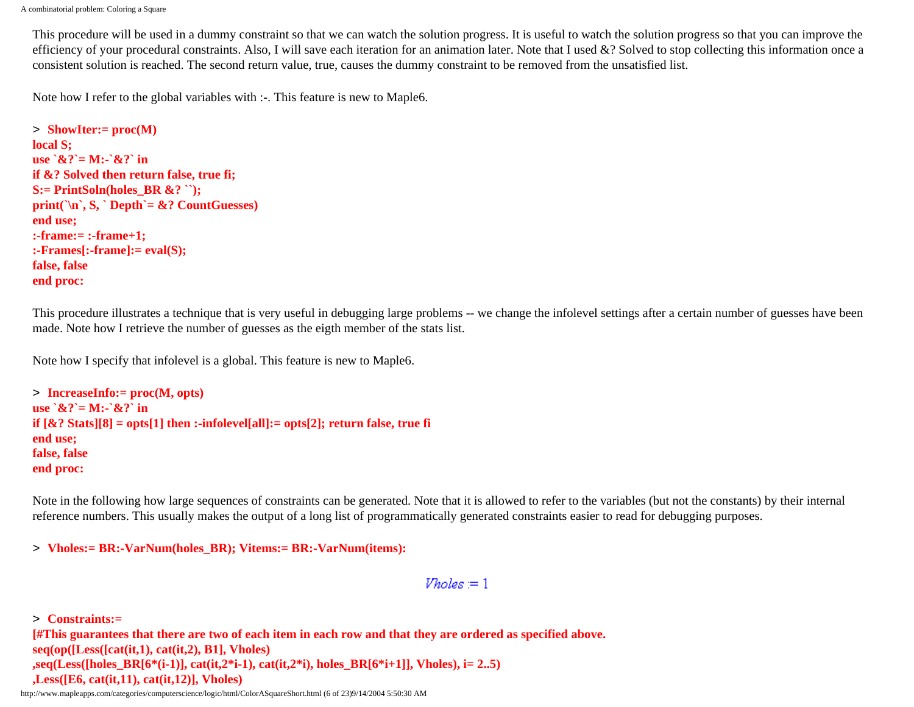This procedure will be used in a dummy constraint so that we can watch the solution progress. It is useful to watch the solution progress so that you can improve the efficiency of your procedural constraints. Also, I will save each iteration for an animation later. Note that I used &? Solved to stop collecting this information once a consistent solution is reached. The second return value, true, causes the dummy constraint to be removed from the unsatisfied list.

Note how I refer to the global variables with :-. This feature is new to Maple6.

```
> ShowIter:= proc(M)
local S;
use `&?`= M:-`&?` in
if &? Solved then return false, true fi;
S:= PrintSoln(holes_BR &? ``);
print(`\n`, S, ` Depth`= &? CountGuesses)
end use;
:-frame:= :-frame+1;
:-Frames[:-frame]:= eval(S);
false, false
end proc:
```

This procedure illustrates a technique that is very useful in debugging large problems -- we change the infolevel settings after a certain number of guesses have been made. Note how I retrieve the number of guesses as the eigth member of the stats list.

Note how I specify that infolevel is a global. This feature is new to Maple6.

```
> IncreaseInfo:= proc(M, opts)
use `&?`= M:-`&?` in
if [&? Stats][8] = opts[1] then :-infolevel[all]:= opts[2]; return false, true fi
end use;
false, false
end proc:
```

Note in the following how large sequences of constraints can be generated. Note that it is allowed to refer to the variables (but not the constants) by their internal reference numbers. This usually makes the output of a long list of programmatically generated constraints easier to read for debugging purposes.

```
> Vholes:= BR:-VarNum(holes_BR); Vitems:= BR:-VarNum(items):
```

$$Vholes := 1$$

```
> Constraints:=
[#This guarantees that there are two of each item in each row and that they are ordered as specified above.
seq(op([Less([cat(it,1), cat(it,2), B1], Vholes)
,seq(Less([holes_BR[6*(i-1)], cat(it,2*i-1), cat(it,2*i), holes_BR[6*i+1]], Vholes), i= 2..5)
,Less([E6, cat(it,11), cat(it,12)], Vholes)
```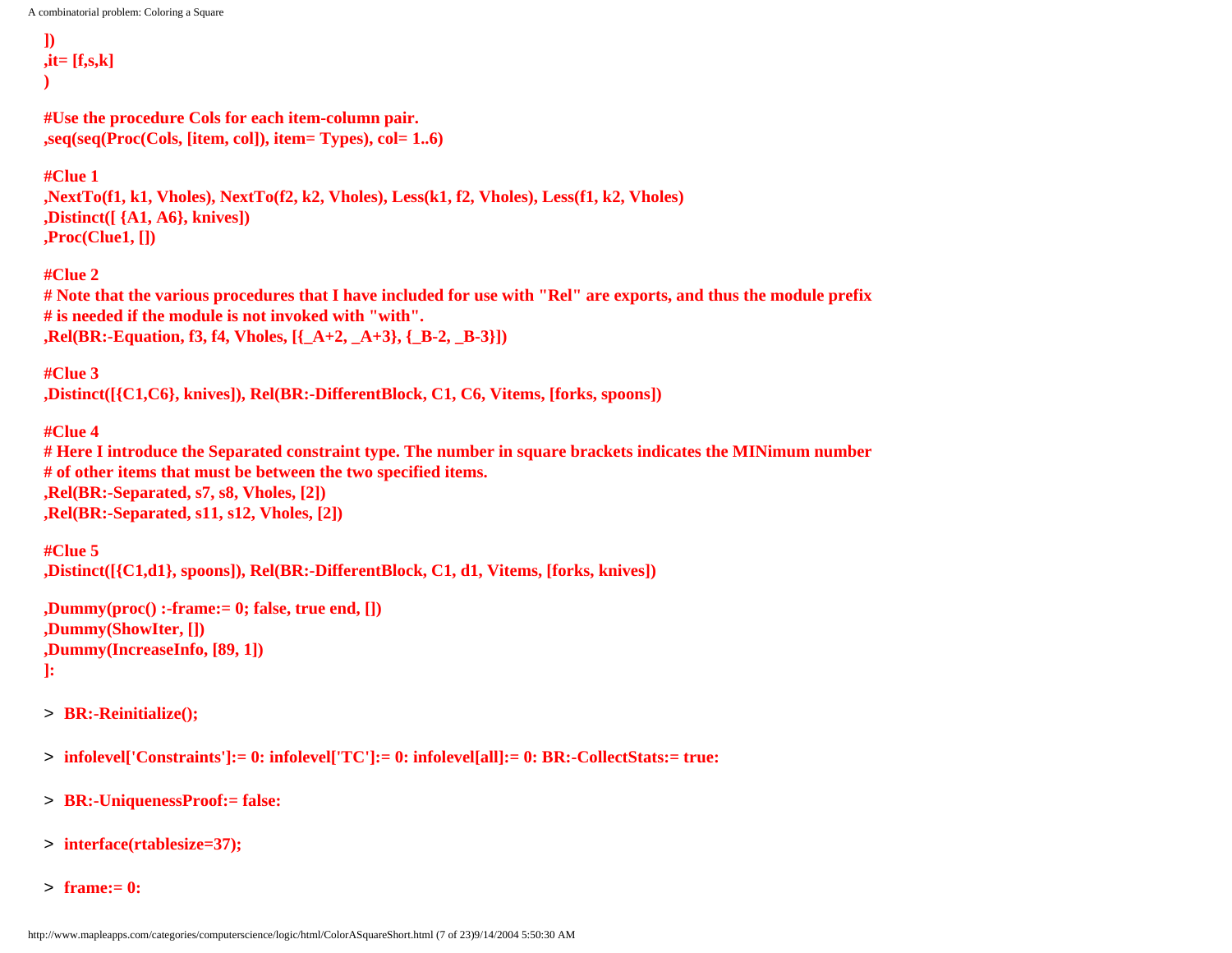```
])
,it= [f,s,k]
)

#Use the procedure Cols for each item-column pair.
,seq(seq(Proc(Cols, [item, col]), item= Types), col= 1..6)

#Clue 1
,NextTo(f1, k1, Vholes), NextTo(f2, k2, Vholes), Less(k1, f2, Vholes), Less(f1, k2, Vholes)
,Distinct([ {A1, A6}, knives])
,Proc(Clue1, [])

#Clue 2
# Note that the various procedures that I have included for use with "Rel" are exports, and thus the module prefix
# is needed if the module is not invoked with "with".
,Rel(BR:-Equation, f3, f4, Vholes, [{_A+2, _A+3}, {_B-2, _B-3}])

#Clue 3
,Distinct([{C1,C6}, knives]), Rel(BR:-DifferentBlock, C1, C6, Vitems, [forks, spoons])

#Clue 4
# Here I introduce the Separated constraint type. The number in square brackets indicates the MINimum number
# of other items that must be between the two specified items.
,Rel(BR:-Separated, s7, s8, Vholes, [2])
,Rel(BR:-Separated, s11, s12, Vholes, [2])

#Clue 5
,Distinct([{C1,d1}, spoons]), Rel(BR:-DifferentBlock, C1, d1, Vitems, [forks, knives])

,Dummy(proc() :-frame:= 0; false, true end, [])
,Dummy(ShowIter, [])
,Dummy(IncreaseInfo, [89, 1])
]:
```

```
> BR:-Reinitialize();
```

```
> infolevel['Constraints']:= 0: infolevel['TC']:= 0: infolevel[all]:= 0: BR:-CollectStats:= true:
```

```
> BR:-UniquenessProof:= false:
```

```
> interface(rtablesize=37);
```

```
> frame:= 0:
```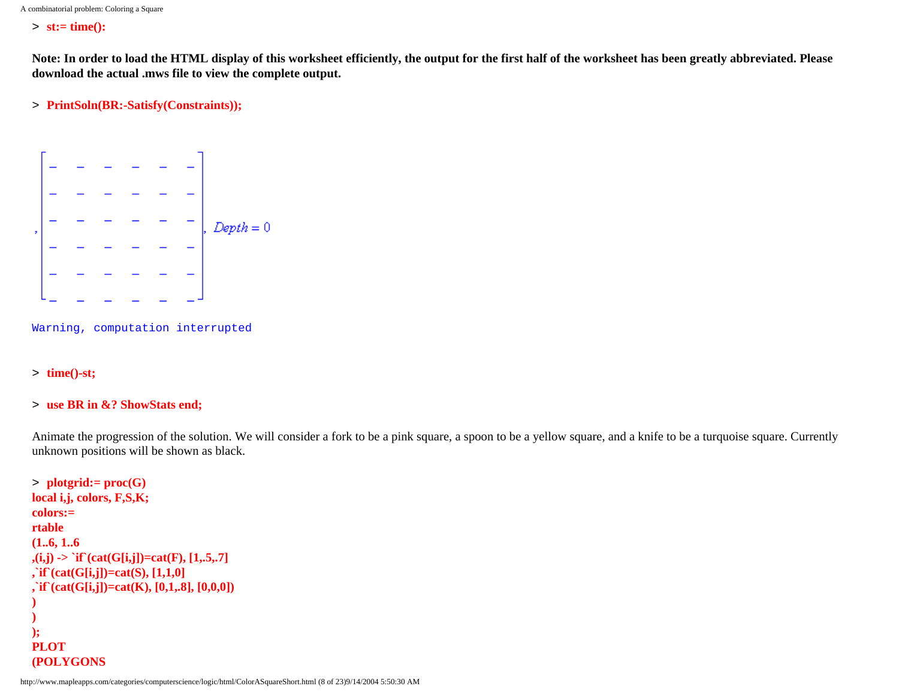```
> st:= time():
```

**Note: In order to load the HTML display of this worksheet efficiently, the output for the first half of the worksheet has been greatly abbreviated. Please download the actual .mws file to view the complete output.**

```
> PrintSoln(BR:-Satisfy(Constraints));
```

$$, \begin{bmatrix} \_ & \_ & \_ & \_ & \_ & \_ \\ \_ & \_ & \_ & \_ & \_ & \_ \\ \_ & \_ & \_ & \_ & \_ & \_ \\ \_ & \_ & \_ & \_ & \_ & \_ \\ \_ & \_ & \_ & \_ & \_ & \_ \\ \_ & \_ & \_ & \_ & \_ & \_ \end{bmatrix}, Depth = 0$$

```
Warning, computation interrupted
```

```
> time()-st;
```

```
> use BR in &? ShowStats end;
```

Animate the progression of the solution. We will consider a fork to be a pink square, a spoon to be a yellow square, and a knife to be a turquoise square. Currently unknown positions will be shown as black.

```
> plotgrid:= proc(G)
local i,j, colors, F,S,K;
colors:=
rtable
(1..6, 1..6
,(i,j) -> `if`(cat(G[i,j])=cat(F), [1,.5,.7]
,`if`(cat(G[i,j])=cat(S), [1,1,0]
,`if`(cat(G[i,j])=cat(K), [0,1,.8], [0,0,0])
)
)
);
PLOT
(POLYGONS
```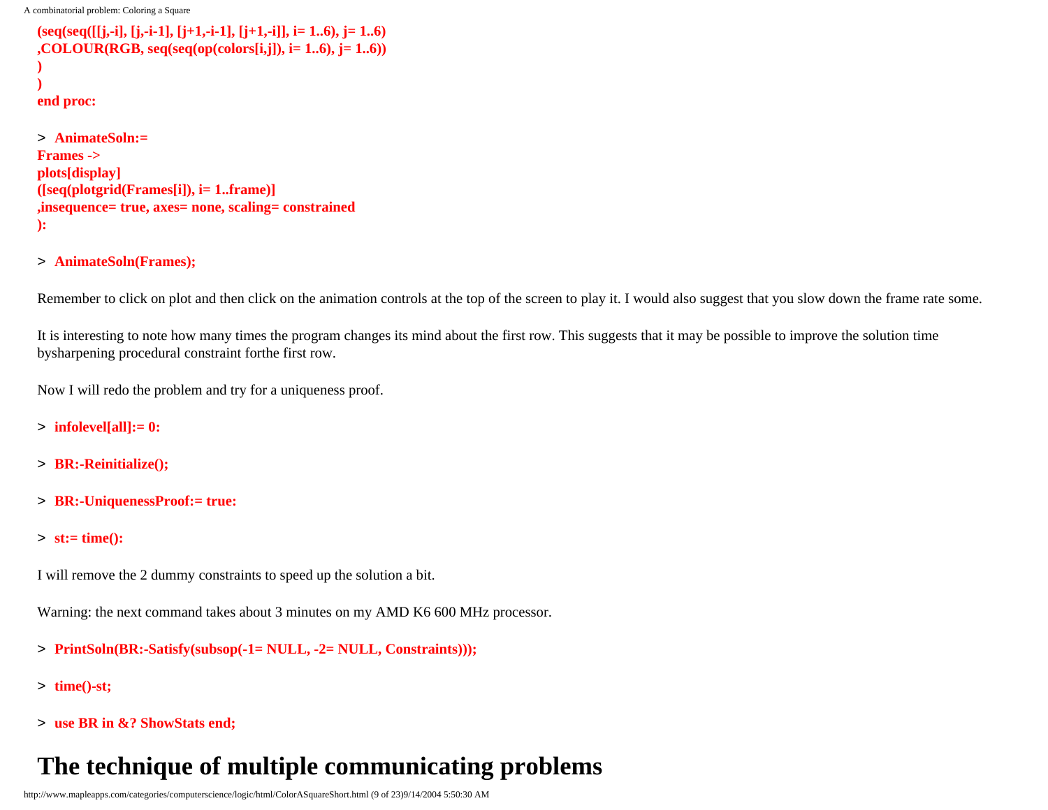```
(seq(seq([[j,-i], [j,-i-1], [j+1,-i-1], [j+1,-i]], i= 1..6), j= 1..6)
,COLOUR(RGB, seq(seq(op(colors[i,j]), i= 1..6), j= 1..6))
)
)
end proc:
```

```
> AnimateSoln:=
Frames ->
plots[display]
([seq(plotgrid(Frames[i]), i= 1..frame)]
,insequence= true, axes= none, scaling= constrained
):
```

```
> AnimateSoln(Frames);
```

Remember to click on plot and then click on the animation controls at the top of the screen to play it. I would also suggest that you slow down the frame rate some.

It is interesting to note how many times the program changes its mind about the first row. This suggests that it may be possible to improve the solution time bysharpening procedural constraint forthe first row.

Now I will redo the problem and try for a uniqueness proof.

```
> infolevel[all]:= 0:
```

```
> BR:-Reinitialize();
```

```
> BR:-UniquenessProof:= true:
```

```
> st:= time():
```

I will remove the 2 dummy constraints to speed up the solution a bit.

Warning: the next command takes about 3 minutes on my AMD K6 600 MHz processor.

```
> PrintSoln(BR:-Satisfy(subsop(-1= NULL, -2= NULL, Constraints)));
```

```
> time()-st;
```

```
> use BR in &? ShowStats end;
```

# The technique of multiple communicating problems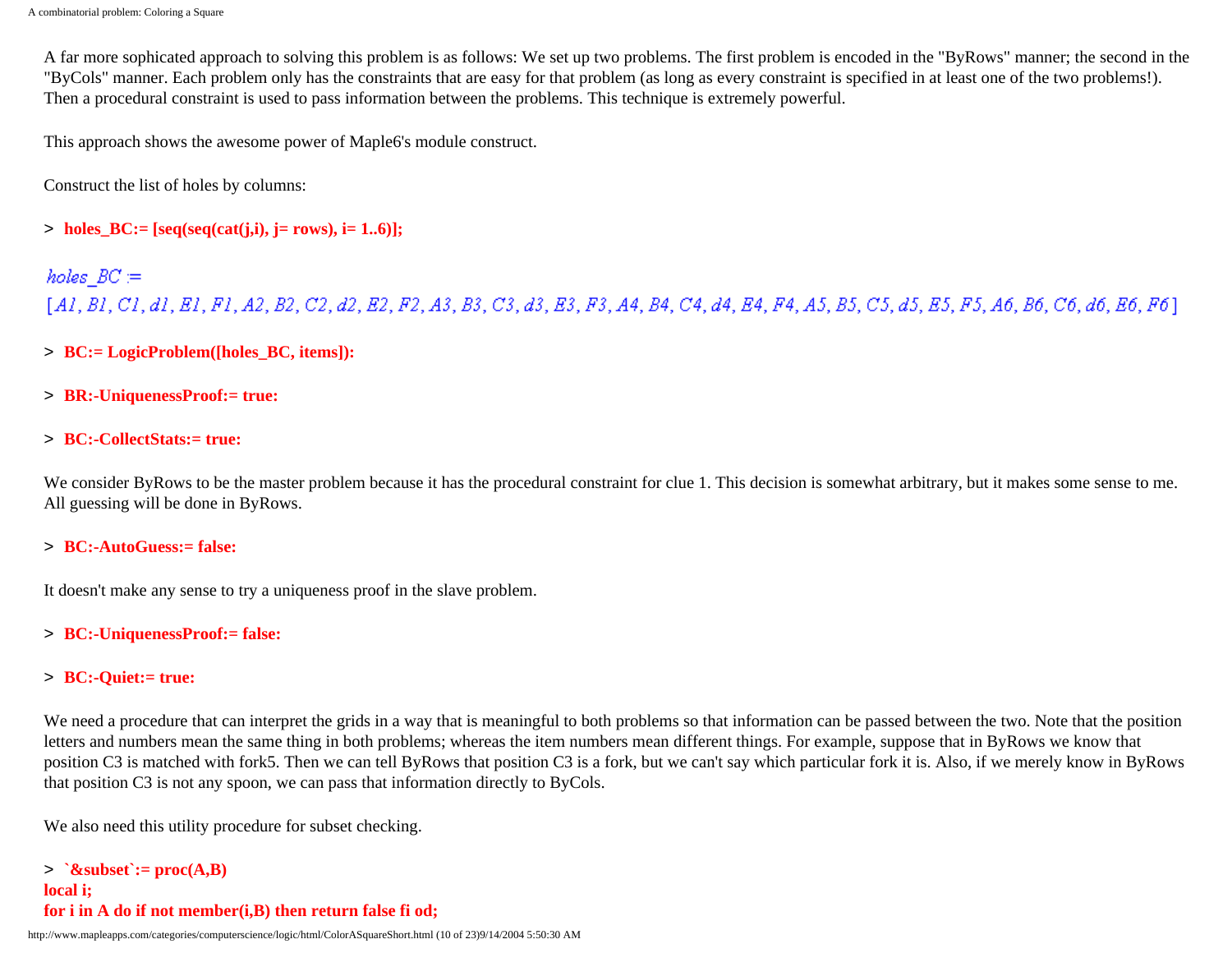A far more sophicated approach to solving this problem is as follows: We set up two problems. The first problem is encoded in the "ByRows" manner; the second in the "ByCols" manner. Each problem only has the constraints that are easy for that problem (as long as every constraint is specified in at least one of the two problems!). Then a procedural constraint is used to pass information between the problems. This technique is extremely powerful.

This approach shows the awesome power of Maple6's module construct.

Construct the list of holes by columns:

```
> holes_BC:= [seq(seq(cat(j,i), j= rows), i= 1..6)];
```

holes_BC :=
[A1, B1, C1, d1, E1, F1, A2, B2, C2, d2, E2, F2, A3, B3, C3, d3, E3, F3, A4, B4, C4, d4, E4, F4, A5, B5, C5, d5, E5, F5, A6, B6, C6, d6, E6, F6]

```
> BC:= LogicProblem([holes_BC, items]):
```

```
> BR:-UniquenessProof:= true:
```

```
> BC:-CollectStats:= true:
```

We consider ByRows to be the master problem because it has the procedural constraint for clue 1. This decision is somewhat arbitrary, but it makes some sense to me. All guessing will be done in ByRows.

```
> BC:-AutoGuess:= false:
```

It doesn't make any sense to try a uniqueness proof in the slave problem.

```
> BC:-UniquenessProof:= false:
```

```
> BC:-Quiet:= true:
```

We need a procedure that can interpret the grids in a way that is meaningful to both problems so that information can be passed between the two. Note that the position letters and numbers mean the same thing in both problems; whereas the item numbers mean different things. For example, suppose that in ByRows we know that position C3 is matched with fork5. Then we can tell ByRows that position C3 is a fork, but we can't say which particular fork it is. Also, if we merely know in ByRows that position C3 is not any spoon, we can pass that information directly to ByCols.

We also need this utility procedure for subset checking.

```
> `&subset`:= proc(A,B)
local i;
for i in A do if not member(i,B) then return false fi od;
```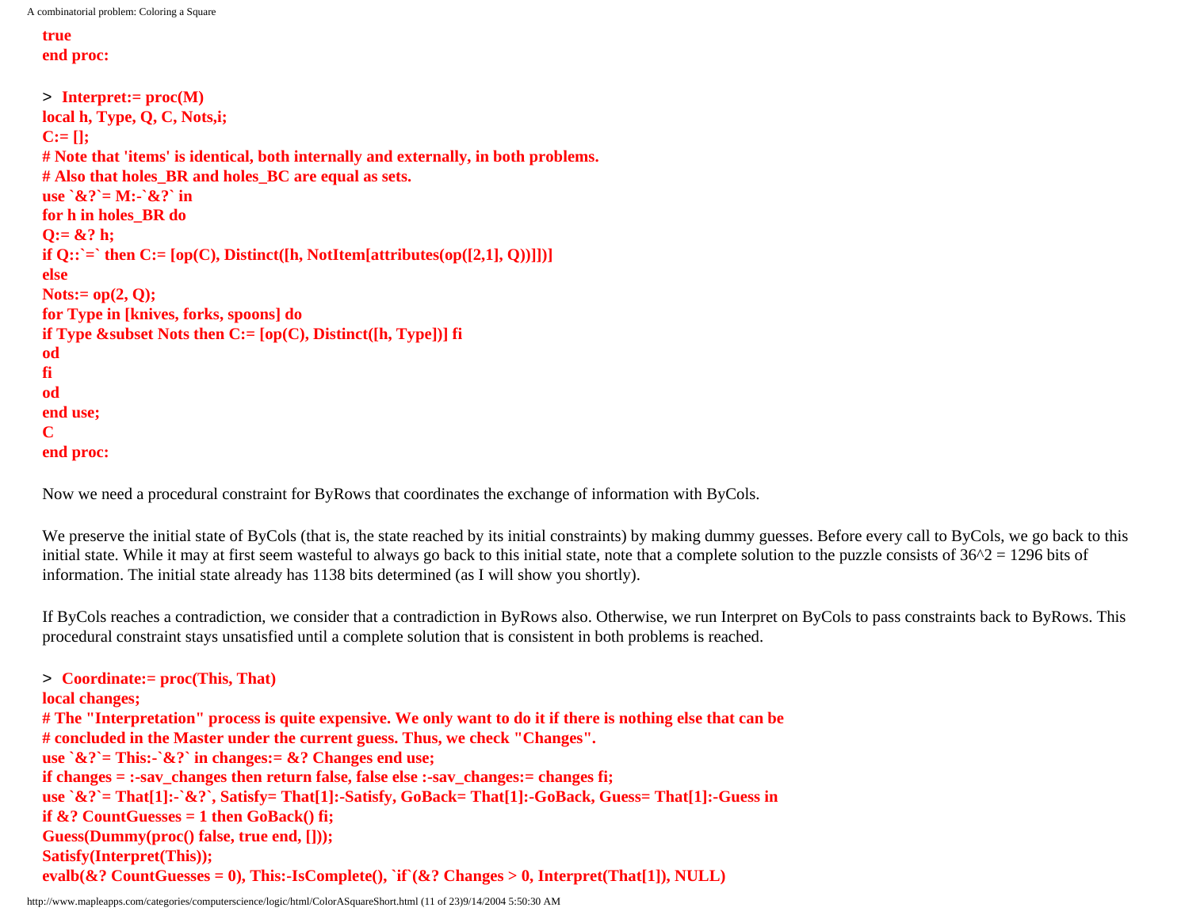```
true
end proc:
```

```
> Interpret:= proc(M)
local h, Type, Q, C, Nots,i;
C:= [];
# Note that 'items' is identical, both internally and externally, in both problems.
# Also that holes_BR and holes_BC are equal as sets.
use `&?`= M:-`&?` in
for h in holes_BR do
Q:= &? h;
if Q::`=` then C:= [op(C), Distinct([h, NotItem[attributes(op([2,1], Q))]])]
else
Nots:= op(2, Q);
for Type in [knives, forks, spoons] do
if Type &subset Nots then C:= [op(C), Distinct([h, Type])] fi
od
fi
od
end use;
C
end proc:
```

Now we need a procedural constraint for ByRows that coordinates the exchange of information with ByCols.

We preserve the initial state of ByCols (that is, the state reached by its initial constraints) by making dummy guesses. Before every call to ByCols, we go back to this initial state. While it may at first seem wasteful to always go back to this initial state, note that a complete solution to the puzzle consists of 36^2 = 1296 bits of information. The initial state already has 1138 bits determined (as I will show you shortly).

If ByCols reaches a contradiction, we consider that a contradiction in ByRows also. Otherwise, we run Interpret on ByCols to pass constraints back to ByRows. This procedural constraint stays unsatisfied until a complete solution that is consistent in both problems is reached.

```
> Coordinate:= proc(This, That)
local changes;
# The "Interpretation" process is quite expensive. We only want to do it if there is nothing else that can be
# concluded in the Master under the current guess. Thus, we check "Changes".
use `&?`= This:-`&?` in changes:= &? Changes end use;
if changes = :-sav_changes then return false, false else :-sav_changes:= changes fi;
use `&?`= That[1]:-`&?`, Satisfy= That[1]:-Satisfy, GoBack= That[1]:-GoBack, Guess= That[1]:-Guess in
if &? CountGuesses = 1 then GoBack() fi;
Guess(Dummy(proc() false, true end, []));
Satisfy(Interpret(This));
evalb(&? CountGuesses = 0), This:-IsComplete(), `if`(&? Changes > 0, Interpret(That[1]), NULL)
```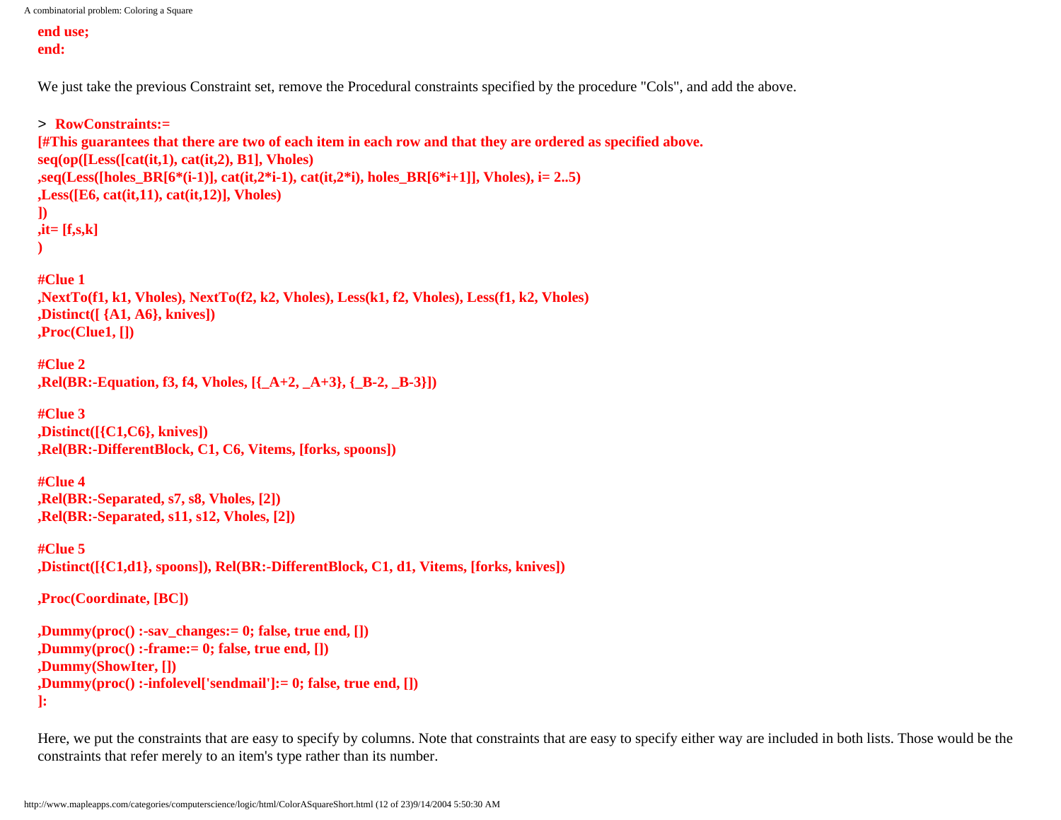```
end use;
end:
```

We just take the previous Constraint set, remove the Procedural constraints specified by the procedure "Cols", and add the above.

```
> RowConstraints:=
[#This guarantees that there are two of each item in each row and that they are ordered as specified above.
seq(op([Less([cat(it,1), cat(it,2), B1], Vholes)
,seq(Less([holes_BR[6*(i-1)], cat(it,2*i-1), cat(it,2*i), holes_BR[6*i+1]], Vholes), i= 2..5)
,Less([E6, cat(it,11), cat(it,12)], Vholes)
])
,it= [f,s,k]
)

#Clue 1
,NextTo(f1, k1, Vholes), NextTo(f2, k2, Vholes), Less(k1, f2, Vholes), Less(f1, k2, Vholes)
,Distinct([ {A1, A6}, knives])
,Proc(Clue1, [])

#Clue 2
,Rel(BR:-Equation, f3, f4, Vholes, [{_A+2, _A+3}, {_B-2, _B-3}])

#Clue 3
,Distinct([{C1,C6}, knives])
,Rel(BR:-DifferentBlock, C1, C6, Vitems, [forks, spoons])

#Clue 4
,Rel(BR:-Separated, s7, s8, Vholes, [2])
,Rel(BR:-Separated, s11, s12, Vholes, [2])

#Clue 5
,Distinct([{C1,d1}, spoons]), Rel(BR:-DifferentBlock, C1, d1, Vitems, [forks, knives])

,Proc(Coordinate, [BC])

,Dummy(proc() :-sav_changes:= 0; false, true end, [])
,Dummy(proc() :-frame:= 0; false, true end, [])
,Dummy(ShowIter, [])
,Dummy(proc() :-infolevel['sendmail']:= 0; false, true end, [])
]:
```

Here, we put the constraints that are easy to specify by columns. Note that constraints that are easy to specify either way are included in both lists. Those would be the constraints that refer merely to an item's type rather than its number.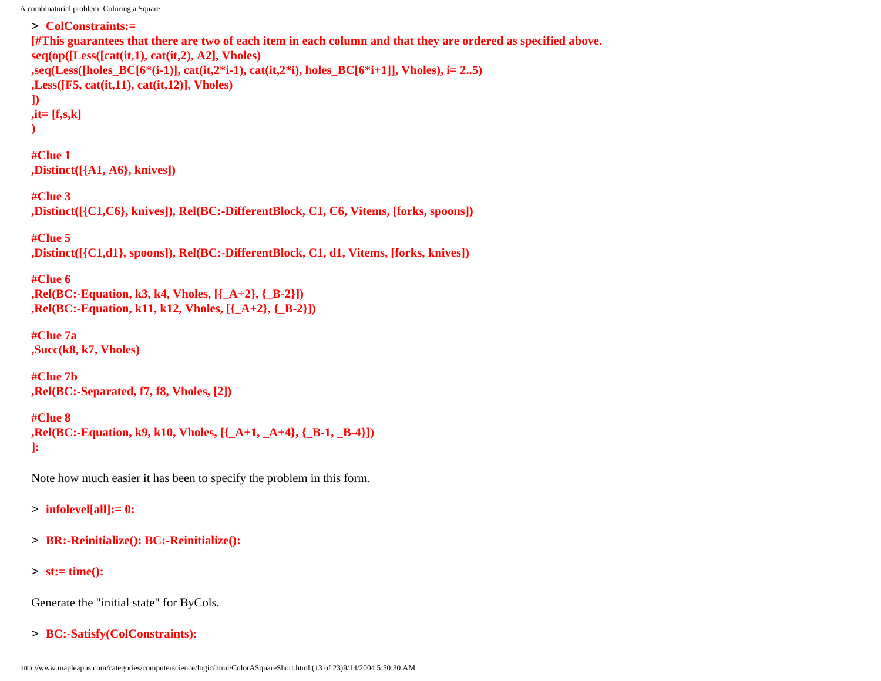```
> ColConstraints:=
[#This guarantees that there are two of each item in each column and that they are ordered as specified above.
seq(op([Less([cat(it,1), cat(it,2), A2], Vholes)
,seq(Less([holes_BC[6*(i-1)], cat(it,2*i-1), cat(it,2*i), holes_BC[6*i+1]], Vholes), i= 2..5)
,Less([F5, cat(it,11), cat(it,12)], Vholes)
])
,it= [f,s,k]
)

#Clue 1
,Distinct([{A1, A6}, knives])

#Clue 3
,Distinct([{C1,C6}, knives]), Rel(BC:-DifferentBlock, C1, C6, Vitems, [forks, spoons])

#Clue 5
,Distinct([{C1,d1}, spoons]), Rel(BC:-DifferentBlock, C1, d1, Vitems, [forks, knives])

#Clue 6
,Rel(BC:-Equation, k3, k4, Vholes, [{_A+2}, {_B-2}])
,Rel(BC:-Equation, k11, k12, Vholes, [{_A+2}, {_B-2}])

#Clue 7a
,Succ(k8, k7, Vholes)

#Clue 7b
,Rel(BC:-Separated, f7, f8, Vholes, [2])

#Clue 8
,Rel(BC:-Equation, k9, k10, Vholes, [{_A+1, _A+4}, {_B-1, _B-4}])
]:
```

Note how much easier it has been to specify the problem in this form.

```
> infolevel[all]:= 0:
```

```
> BR:-Reinitialize(): BC:-Reinitialize():
```

```
> st:= time():
```

Generate the "initial state" for ByCols.

```
> BC:-Satisfy(ColConstraints):
```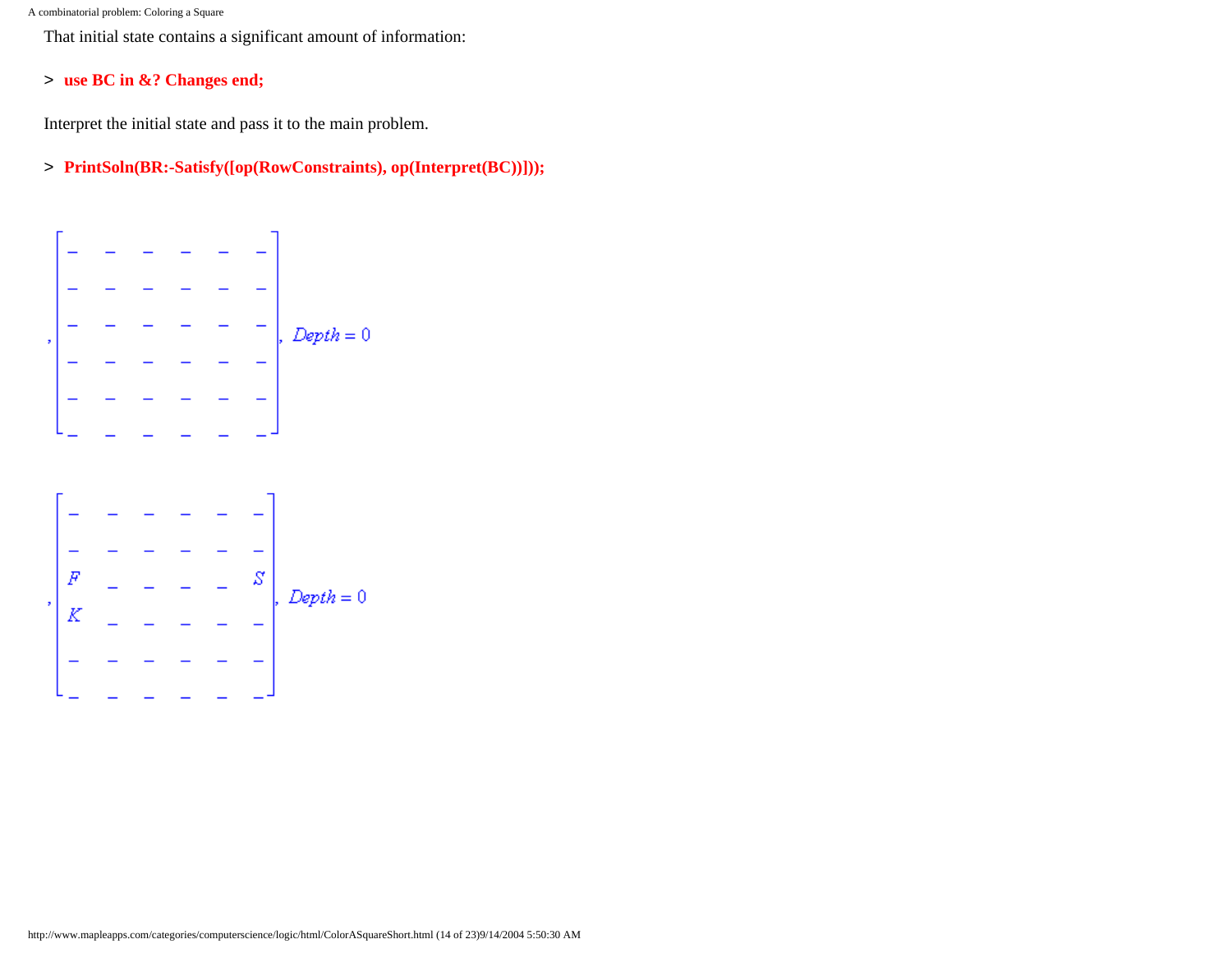That initial state contains a significant amount of information:

```
> use BC in &? Changes end;
```

Interpret the initial state and pass it to the main problem.

```
> PrintSoln(BR:-Satisfy([op(RowConstraints), op(Interpret(BC))]));
```

$$, \begin{bmatrix} - & - & - & - & - & - \\ - & - & - & - & - & - \\ - & - & - & - & - & - \\ - & - & - & - & - & - \\ - & - & - & - & - & - \\ - & - & - & - & - & - \end{bmatrix}, Depth = 0$$

$$, \begin{bmatrix} - & - & - & - & - & - \\ - & - & - & - & - & - \\ F & - & - & - & - & S \\ K & - & - & - & - & - \\ - & - & - & - & - & - \\ - & - & - & - & - & - \end{bmatrix}, Depth = 0$$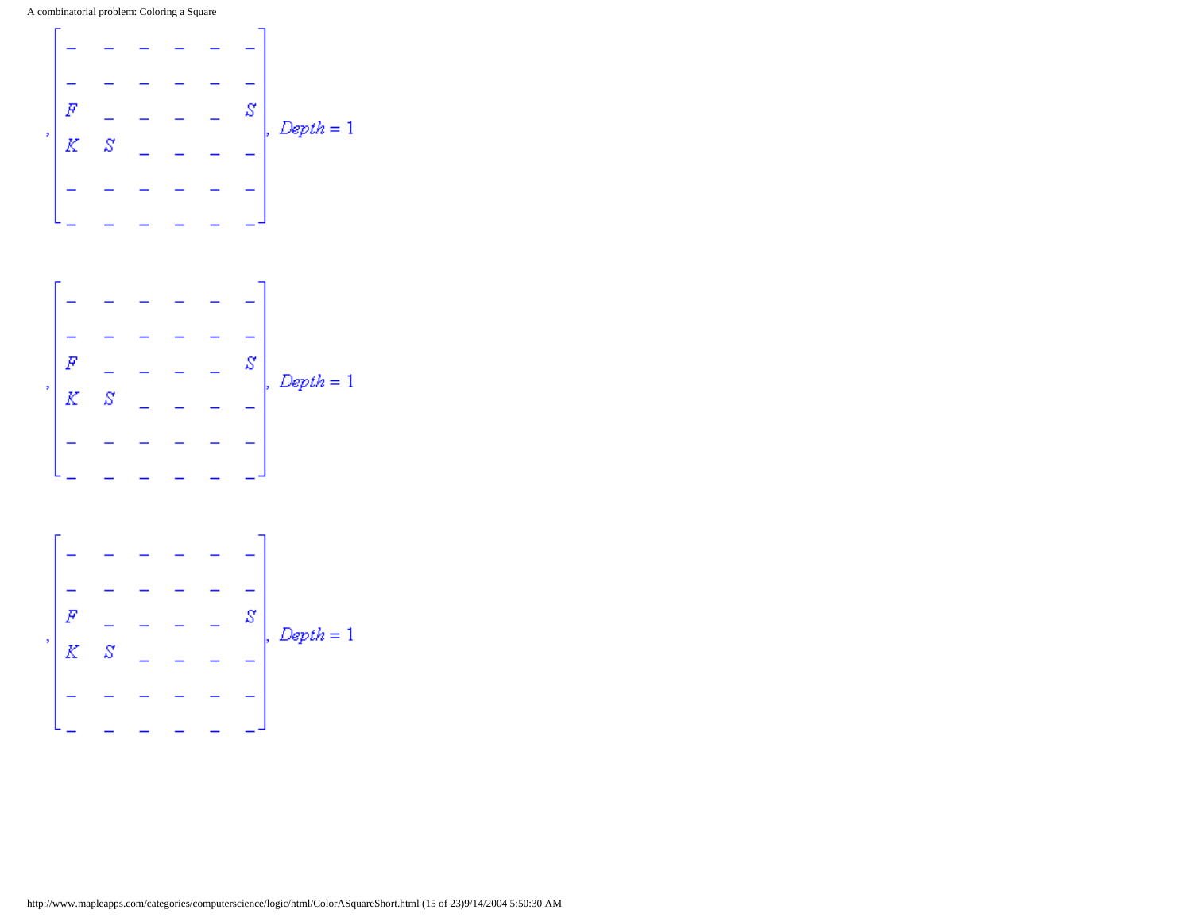$$, \begin{bmatrix} \_ & \_ & \_ & \_ & \_ & \_ \\ \_ & \_ & \_ & \_ & \_ & \_ \\ F & \_ & \_ & \_ & \_ & S \\ K & S & \_ & \_ & \_ & \_ \\ \_ & \_ & \_ & \_ & \_ & \_ \\ \_ & \_ & \_ & \_ & \_ & \_ \end{bmatrix}, \ Depth = 1$$

$$, \begin{bmatrix} \_ & \_ & \_ & \_ & \_ & \_ \\ \_ & \_ & \_ & \_ & \_ & \_ \\ F & \_ & \_ & \_ & \_ & S \\ K & S & \_ & \_ & \_ & \_ \\ \_ & \_ & \_ & \_ & \_ & \_ \\ \_ & \_ & \_ & \_ & \_ & \_ \end{bmatrix}, \ Depth = 1$$

$$, \begin{bmatrix} \_ & \_ & \_ & \_ & \_ & \_ \\ \_ & \_ & \_ & \_ & \_ & \_ \\ F & \_ & \_ & \_ & \_ & S \\ K & S & \_ & \_ & \_ & \_ \\ \_ & \_ & \_ & \_ & \_ & \_ \\ \_ & \_ & \_ & \_ & \_ & \_ \end{bmatrix}, \ Depth = 1$$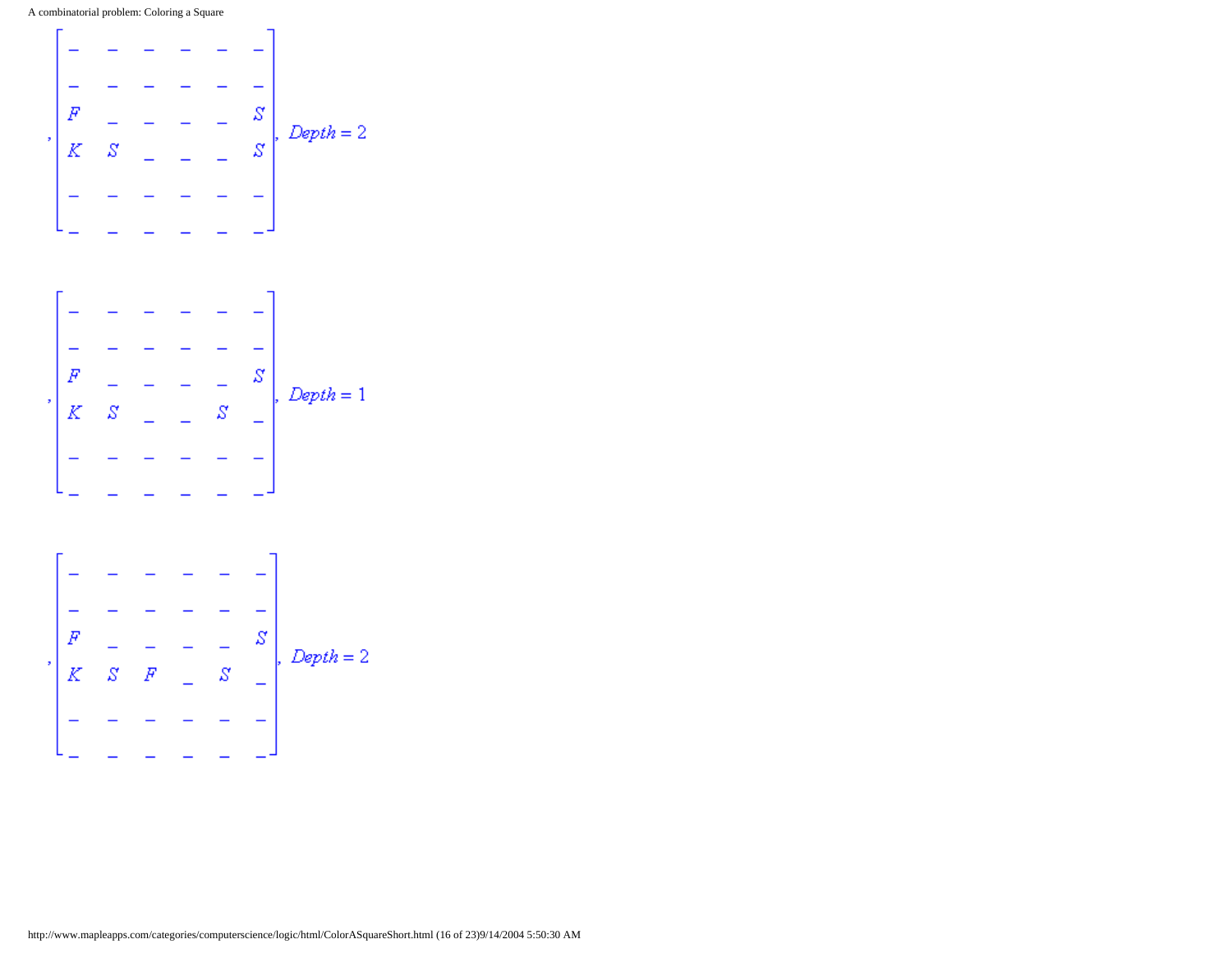$$
,\left[\begin{array}{cccccc}
\_ & \_ & \_ & \_ & \_ & \_ \\
\_ & \_ & \_ & \_ & \_ & \_ \\
F & \_ & \_ & \_ & \_ & S \\
K & S & \_ & \_ & \_ & S \\
\_ & \_ & \_ & \_ & \_ & \_ \\
\_ & \_ & \_ & \_ & \_ & \_
\end{array}\right], \mathit{Depth} = 2
$$

$$
,\left[\begin{array}{cccccc}
\_ & \_ & \_ & \_ & \_ & \_ \\
\_ & \_ & \_ & \_ & \_ & \_ \\
F & \_ & \_ & \_ & \_ & S \\
K & S & \_ & \_ & S & \_ \\
\_ & \_ & \_ & \_ & \_ & \_ \\
\_ & \_ & \_ & \_ & \_ & \_
\end{array}\right], \mathit{Depth} = 1
$$

$$
,\left[\begin{array}{cccccc}
\_ & \_ & \_ & \_ & \_ & \_ \\
\_ & \_ & \_ & \_ & \_ & \_ \\
F & \_ & \_ & \_ & \_ & S \\
K & S & F & \_ & S & \_ \\
\_ & \_ & \_ & \_ & \_ & \_ \\
\_ & \_ & \_ & \_ & \_ & \_
\end{array}\right], \mathit{Depth} = 2
$$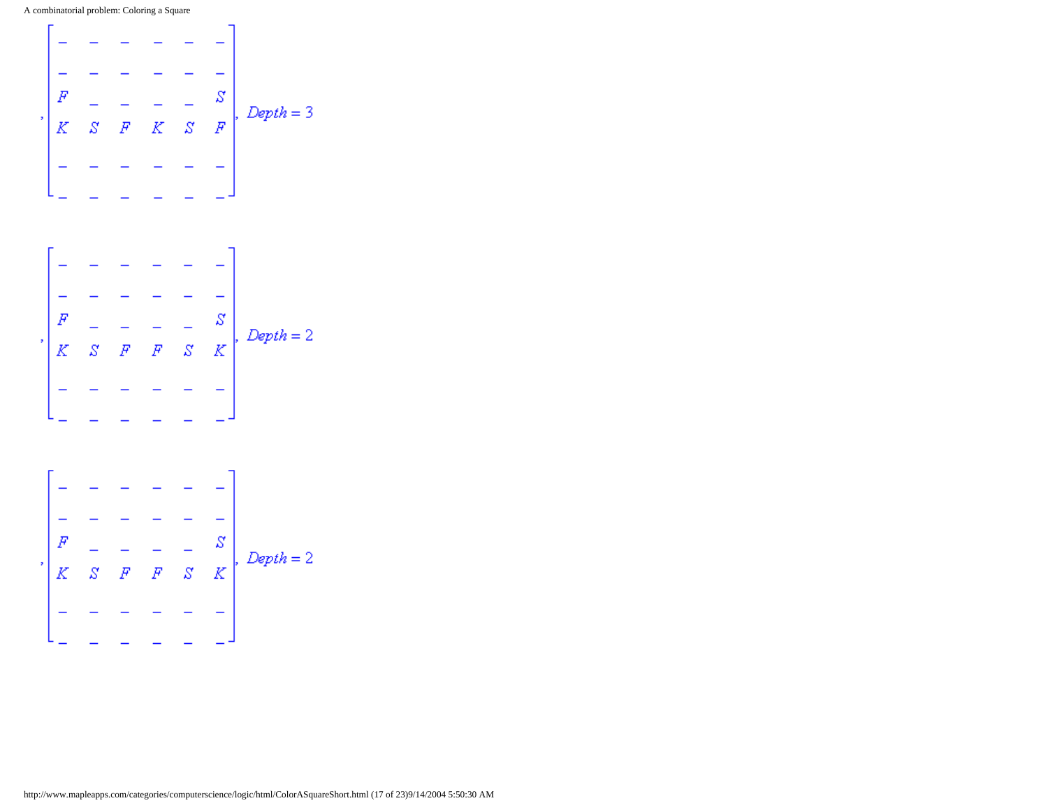$$
,\left[\begin{array}{cccccc}
\_ & \_ & \_ & \_ & \_ & \_ \\
\_ & \_ & \_ & \_ & \_ & \_ \\
F & \_ & \_ & \_ & \_ & S \\
K & S & F & K & S & F \\
\_ & \_ & \_ & \_ & \_ & \_ \\
\_ & \_ & \_ & \_ & \_ & \_
\end{array}\right], \mathit{Depth} = 3
$$

$$
,\left[\begin{array}{cccccc}
\_ & \_ & \_ & \_ & \_ & \_ \\
\_ & \_ & \_ & \_ & \_ & \_ \\
F & \_ & \_ & \_ & \_ & S \\
K & S & F & F & S & K \\
\_ & \_ & \_ & \_ & \_ & \_ \\
\_ & \_ & \_ & \_ & \_ & \_
\end{array}\right], \mathit{Depth} = 2
$$

$$
,\left[\begin{array}{cccccc}
\_ & \_ & \_ & \_ & \_ & \_ \\
\_ & \_ & \_ & \_ & \_ & \_ \\
F & \_ & \_ & \_ & \_ & S \\
K & S & F & F & S & K \\
\_ & \_ & \_ & \_ & \_ & \_ \\
\_ & \_ & \_ & \_ & \_ & \_
\end{array}\right], \mathit{Depth} = 2
$$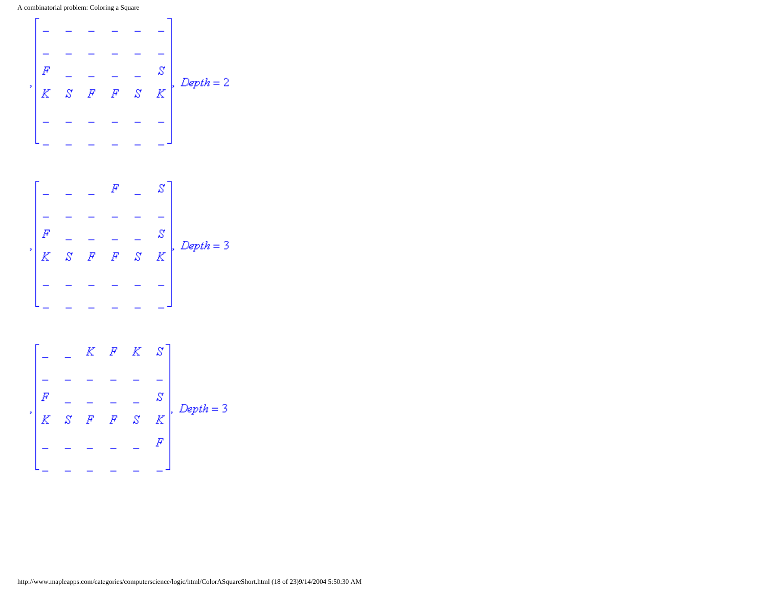$$
,\begin{bmatrix}
\_ & \_ & \_ & \_ & \_ & \_ \\
\_ & \_ & \_ & \_ & \_ & \_ \\
F & \_ & \_ & \_ & \_ & S \\
K & S & F & F & S & K \\
\_ & \_ & \_ & \_ & \_ & \_ \\
\_ & \_ & \_ & \_ & \_ & \_
\end{bmatrix}, \mathit{Depth} = 2
$$

$$
,\begin{bmatrix}
\_ & \_ & \_ & F & \_ & S \\
\_ & \_ & \_ & \_ & \_ & \_ \\
F & \_ & \_ & \_ & \_ & S \\
K & S & F & F & S & K \\
\_ & \_ & \_ & \_ & \_ & \_ \\
\_ & \_ & \_ & \_ & \_ & \_
\end{bmatrix}, \mathit{Depth} = 3
$$

$$
,\begin{bmatrix}
\_ & \_ & K & F & K & S \\
\_ & \_ & \_ & \_ & \_ & \_ \\
F & \_ & \_ & \_ & \_ & S \\
K & S & F & F & S & K \\
\_ & \_ & \_ & \_ & \_ & F \\
\_ & \_ & \_ & \_ & \_ & \_
\end{bmatrix}, \mathit{Depth} = 3
$$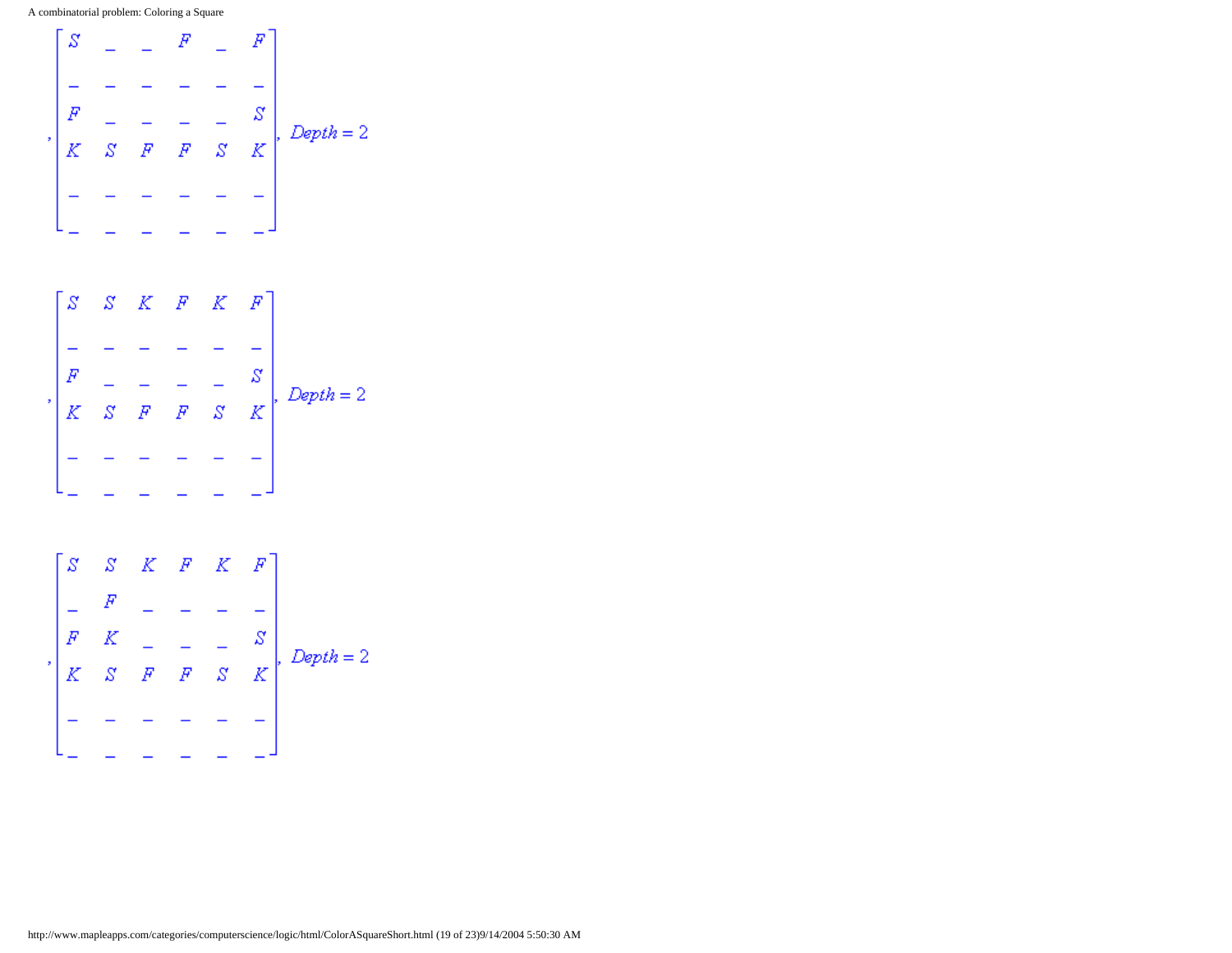$$
, \begin{bmatrix}
S & \_ & \_ & F & \_ & F \\
\_ & \_ & \_ & \_ & \_ & \_ \\
F & \_ & \_ & \_ & \_ & S \\
K & S & F & F & S & K \\
\_ & \_ & \_ & \_ & \_ & \_ \\
\_ & \_ & \_ & \_ & \_ & \_
\end{bmatrix}, \mathit{Depth} = 2
$$

$$
, \begin{bmatrix}
S & S & K & F & K & F \\
\_ & \_ & \_ & \_ & \_ & \_ \\
F & \_ & \_ & \_ & \_ & S \\
K & S & F & F & S & K \\
\_ & \_ & \_ & \_ & \_ & \_ \\
\_ & \_ & \_ & \_ & \_ & \_
\end{bmatrix}, \mathit{Depth} = 2
$$

$$
, \begin{bmatrix}
S & S & K & F & K & F \\
\_ & F & \_ & \_ & \_ & \_ \\
F & K & \_ & \_ & \_ & S \\
K & S & F & F & S & K \\
\_ & \_ & \_ & \_ & \_ & \_ \\
\_ & \_ & \_ & \_ & \_ & \_
\end{bmatrix}, \mathit{Depth} = 2
$$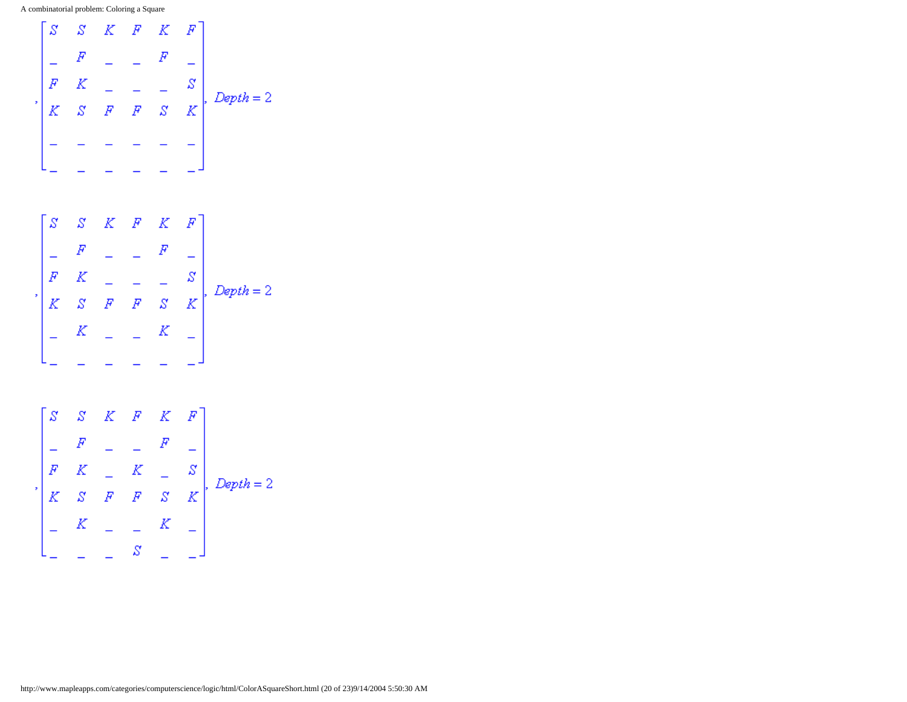$$
,\left[\begin{array}{cccccc}
S & S & K & F & K & F \\
\_ & F & \_ & \_ & F & \_ \\
F & K & \_ & \_ & \_ & S \\
K & S & F & F & S & K \\
\_ & \_ & \_ & \_ & \_ & \_ \\
\_ & \_ & \_ & \_ & \_ & \_
\end{array}\right], Depth = 2
$$

$$
,\left[\begin{array}{cccccc}
S & S & K & F & K & F \\
\_ & F & \_ & \_ & F & \_ \\
F & K & \_ & \_ & \_ & S \\
K & S & F & F & S & K \\
\_ & K & \_ & \_ & K & \_ \\
\_ & \_ & \_ & \_ & \_ & \_
\end{array}\right], Depth = 2
$$

$$
,\left[\begin{array}{cccccc}
S & S & K & F & K & F \\
\_ & F & \_ & \_ & F & \_ \\
F & K & \_ & K & \_ & S \\
K & S & F & F & S & K \\
\_ & K & \_ & \_ & K & \_ \\
\_ & \_ & \_ & S & \_ & \_
\end{array}\right], Depth = 2
$$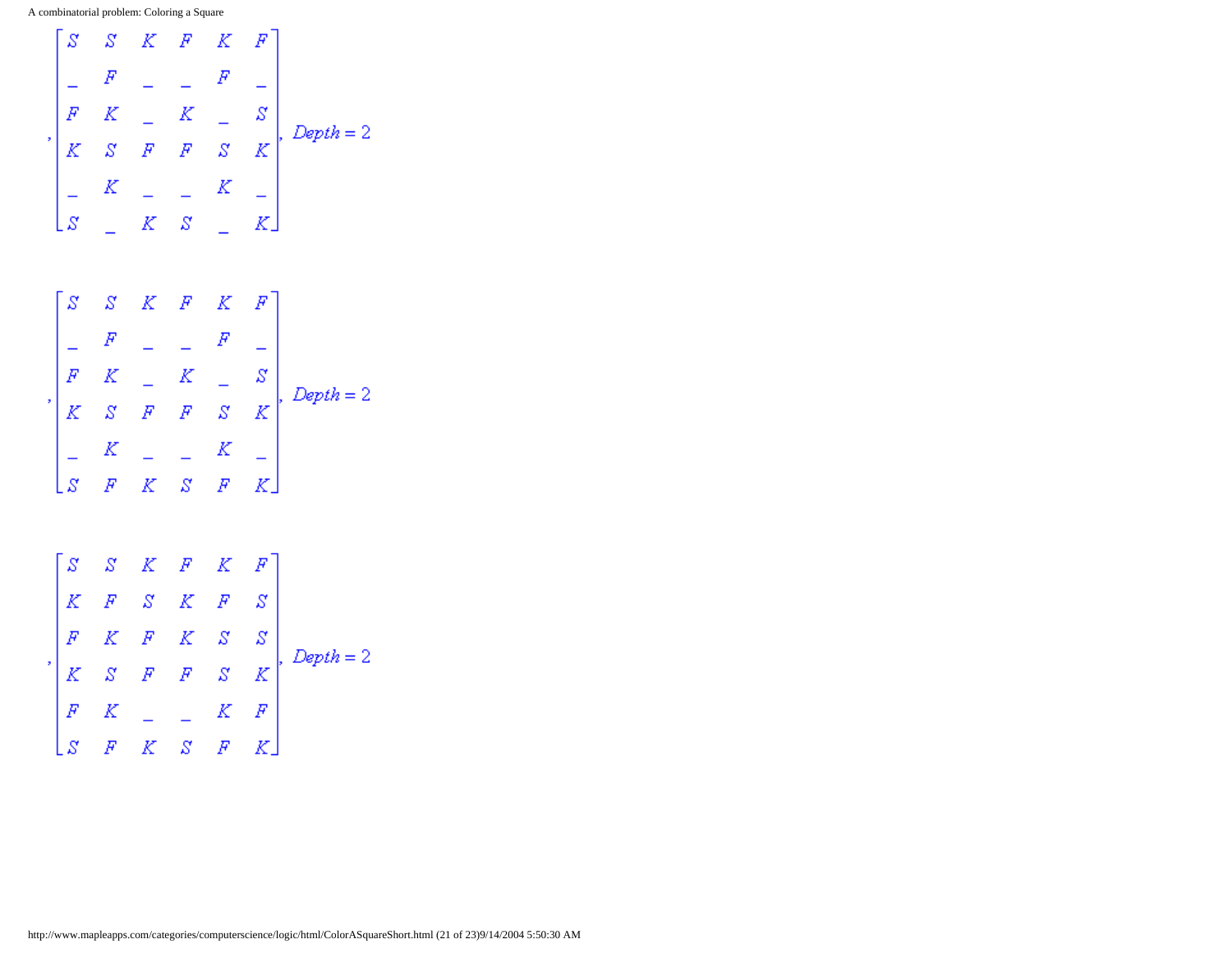$$
,\begin{bmatrix} S & S & K & F & K & F \\ \_ & F & \_ & \_ & F & \_ \\ F & K & \_ & K & \_ & S \\ K & S & F & F & S & K \\ \_ & K & \_ & \_ & K & \_ \\ S & \_ & K & S & \_ & K \end{bmatrix}, Depth = 2
$$

$$
,\begin{bmatrix} S & S & K & F & K & F \\ \_ & F & \_ & \_ & F & \_ \\ F & K & \_ & K & \_ & S \\ K & S & F & F & S & K \\ \_ & K & \_ & \_ & K & \_ \\ S & F & K & S & F & K \end{bmatrix}, Depth = 2
$$

$$
,\begin{bmatrix} S & S & K & F & K & F \\ K & F & S & K & F & S \\ F & K & F & K & S & S \\ K & S & F & F & S & K \\ F & K & \_ & \_ & K & F \\ S & F & K & S & F & K \end{bmatrix}, Depth = 2
$$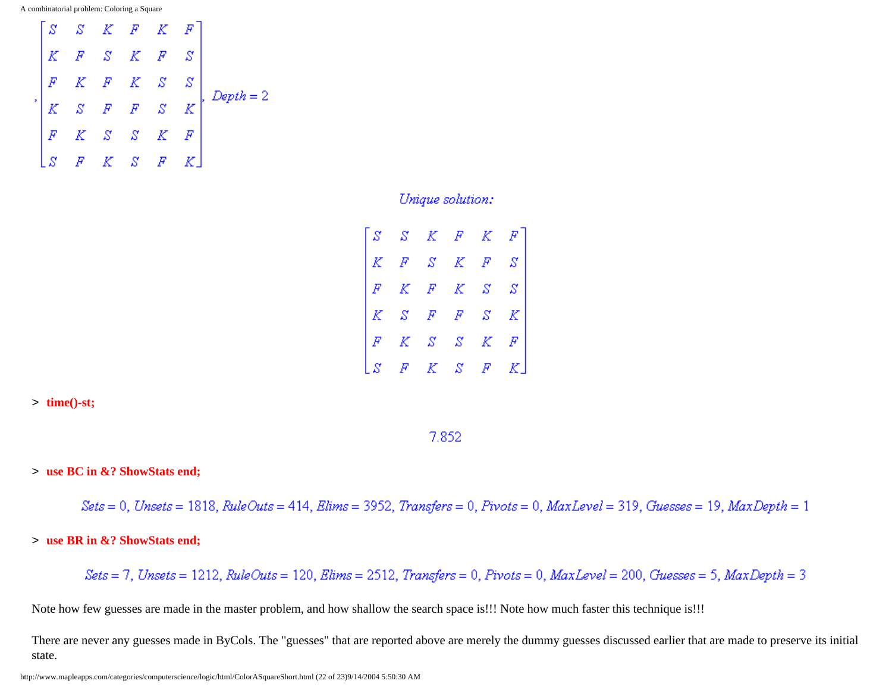$$, \begin{bmatrix} S & S & K & F & K & F \\ K & F & S & K & F & S \\ F & K & F & K & S & S \\ K & S & F & F & S & K \\ F & K & S & S & K & F \\ S & F & K & S & F & K \end{bmatrix}, Depth = 2$$

*Unique solution:*

$$\begin{bmatrix} S & S & K & F & K & F \\ K & F & S & K & F & S \\ F & K & F & K & S & S \\ K & S & F & F & S & K \\ F & K & S & S & K & F \\ S & F & K & S & F & K \end{bmatrix}$$

```
> time()-st;
```

$$7.852$$

```
> use BC in &? ShowStats end;
```

$$Sets = 0, Unsets = 1818, RuleOuts = 414, Elims = 3952, Transfers = 0, Pivots = 0, MaxLevel = 319, Guesses = 19, MaxDepth = 1$$

```
> use BR in &? ShowStats end;
```

$$Sets = 7, Unsets = 1212, RuleOuts = 120, Elims = 2512, Transfers = 0, Pivots = 0, MaxLevel = 200, Guesses = 5, MaxDepth = 3$$

Note how few guesses are made in the master problem, and how shallow the search space is!!! Note how much faster this technique is!!!

There are never any guesses made in ByCols. The "guesses" that are reported above are merely the dummy guesses discussed earlier that are made to preserve its initial state.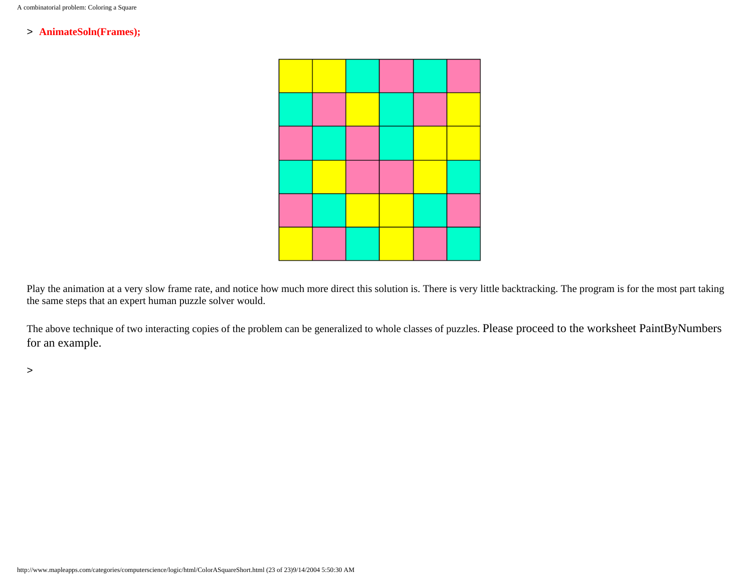```
> AnimateSoln(Frames);
```

Play the animation at a very slow frame rate, and notice how much more direct this solution is. There is very little backtracking. The program is for the most part taking the same steps that an expert human puzzle solver would.

The above technique of two interacting copies of the problem can be generalized to whole classes of puzzles. Please proceed to the worksheet PaintByNumbers for an example.

```
>
```